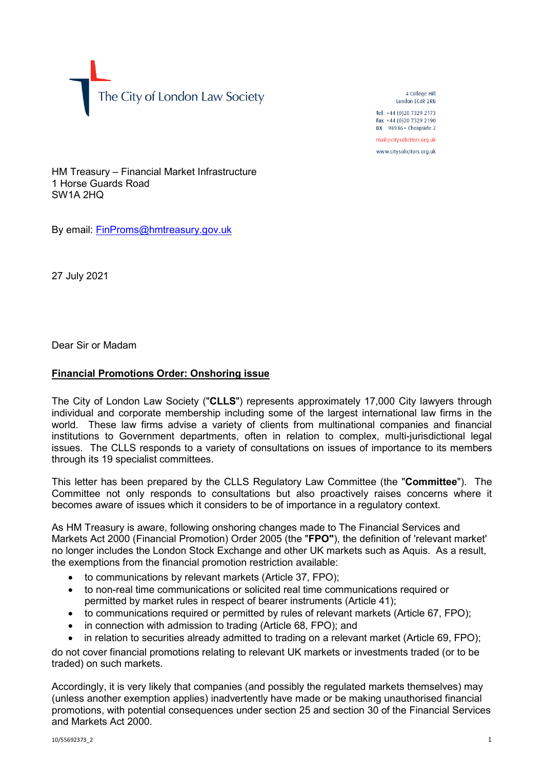The City of London Law Society

4 College Hill
London EC4R 2RB

Tel +44 (0)20 7329 2173
Fax +44 (0)20 7329 2190
DX 98936 – Cheapside 2

mail@citysolicitors.org.uk

www.citysolicitors.org.uk

HM Treasury – Financial Market Infrastructure
1 Horse Guards Road
SW1A 2HQ

By email: FinProms@hmtreasury.gov.uk

27 July 2021

Dear Sir or Madam

**Financial Promotions Order: Onshoring issue**

The City of London Law Society ("**CLLS**") represents approximately 17,000 City lawyers through individual and corporate membership including some of the largest international law firms in the world. These law firms advise a variety of clients from multinational companies and financial institutions to Government departments, often in relation to complex, multi-jurisdictional legal issues. The CLLS responds to a variety of consultations on issues of importance to its members through its 19 specialist committees.

This letter has been prepared by the CLLS Regulatory Law Committee (the "**Committee**"). The Committee not only responds to consultations but also proactively raises concerns where it becomes aware of issues which it considers to be of importance in a regulatory context.

As HM Treasury is aware, following onshoring changes made to The Financial Services and Markets Act 2000 (Financial Promotion) Order 2005 (the "**FPO"**), the definition of 'relevant market' no longer includes the London Stock Exchange and other UK markets such as Aquis. As a result, the exemptions from the financial promotion restriction available:

- to communications by relevant markets (Article 37, FPO);
- to non-real time communications or solicited real time communications required or permitted by market rules in respect of bearer instruments (Article 41);
- to communications required or permitted by rules of relevant markets (Article 67, FPO);
- in connection with admission to trading (Article 68, FPO); and
- in relation to securities already admitted to trading on a relevant market (Article 69, FPO);

do not cover financial promotions relating to relevant UK markets or investments traded (or to be traded) on such markets.

Accordingly, it is very likely that companies (and possibly the regulated markets themselves) may (unless another exemption applies) inadvertently have made or be making unauthorised financial promotions, with potential consequences under section 25 and section 30 of the Financial Services and Markets Act 2000.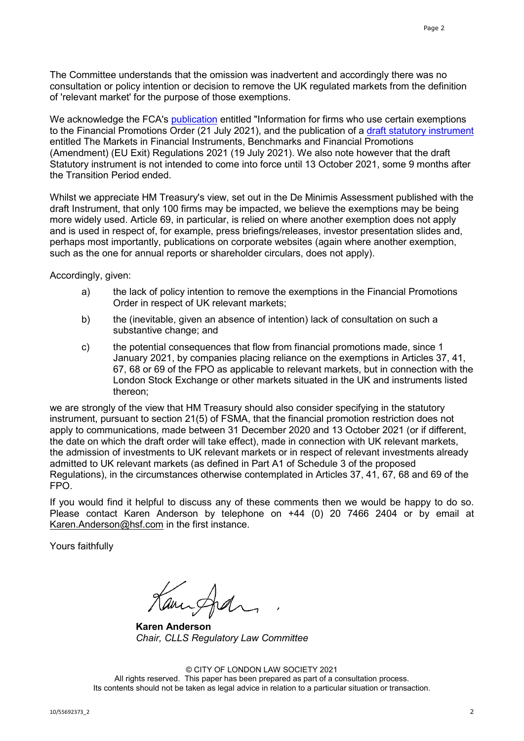The Committee understands that the omission was inadvertent and accordingly there was no consultation or policy intention or decision to remove the UK regulated markets from the definition of 'relevant market' for the purpose of those exemptions.

We acknowledge the FCA's publication entitled "Information for firms who use certain exemptions to the Financial Promotions Order (21 July 2021), and the publication of a draft statutory instrument entitled The Markets in Financial Instruments, Benchmarks and Financial Promotions (Amendment) (EU Exit) Regulations 2021 (19 July 2021). We also note however that the draft Statutory instrument is not intended to come into force until 13 October 2021, some 9 months after the Transition Period ended.

Whilst we appreciate HM Treasury's view, set out in the De Minimis Assessment published with the draft Instrument, that only 100 firms may be impacted, we believe the exemptions may be being more widely used. Article 69, in particular, is relied on where another exemption does not apply and is used in respect of, for example, press briefings/releases, investor presentation slides and, perhaps most importantly, publications on corporate websites (again where another exemption, such as the one for annual reports or shareholder circulars, does not apply).

Accordingly, given:

a) the lack of policy intention to remove the exemptions in the Financial Promotions Order in respect of UK relevant markets;

b) the (inevitable, given an absence of intention) lack of consultation on such a substantive change; and

c) the potential consequences that flow from financial promotions made, since 1 January 2021, by companies placing reliance on the exemptions in Articles 37, 41, 67, 68 or 69 of the FPO as applicable to relevant markets, but in connection with the London Stock Exchange or other markets situated in the UK and instruments listed thereon;

we are strongly of the view that HM Treasury should also consider specifying in the statutory instrument, pursuant to section 21(5) of FSMA, that the financial promotion restriction does not apply to communications, made between 31 December 2020 and 13 October 2021 (or if different, the date on which the draft order will take effect), made in connection with UK relevant markets, the admission of investments to UK relevant markets or in respect of relevant investments already admitted to UK relevant markets (as defined in Part A1 of Schedule 3 of the proposed Regulations), in the circumstances otherwise contemplated in Articles 37, 41, 67, 68 and 69 of the FPO.

If you would find it helpful to discuss any of these comments then we would be happy to do so. Please contact Karen Anderson by telephone on +44 (0) 20 7466 2404 or by email at Karen.Anderson@hsf.com in the first instance.

Yours faithfully

**Karen Anderson**
*Chair, CLLS Regulatory Law Committee*

© CITY OF LONDON LAW SOCIETY 2021
All rights reserved. This paper has been prepared as part of a consultation process.
Its contents should not be taken as legal advice in relation to a particular situation or transaction.

10/55692373_2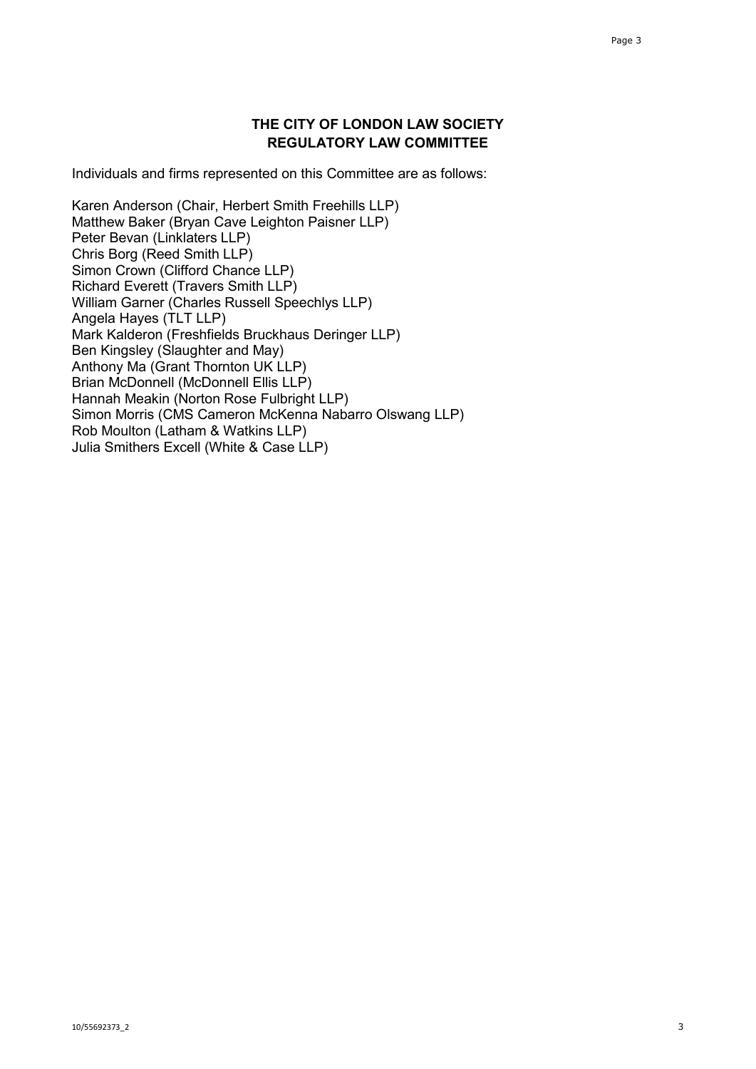## THE CITY OF LONDON LAW SOCIETY
## REGULATORY LAW COMMITTEE

Individuals and firms represented on this Committee are as follows:

Karen Anderson (Chair, Herbert Smith Freehills LLP)
Matthew Baker (Bryan Cave Leighton Paisner LLP)
Peter Bevan (Linklaters LLP)
Chris Borg (Reed Smith LLP)
Simon Crown (Clifford Chance LLP)
Richard Everett (Travers Smith LLP)
William Garner (Charles Russell Speechlys LLP)
Angela Hayes (TLT LLP)
Mark Kalderon (Freshfields Bruckhaus Deringer LLP)
Ben Kingsley (Slaughter and May)
Anthony Ma (Grant Thornton UK LLP)
Brian McDonnell (McDonnell Ellis LLP)
Hannah Meakin (Norton Rose Fulbright LLP)
Simon Morris (CMS Cameron McKenna Nabarro Olswang LLP)
Rob Moulton (Latham & Watkins LLP)
Julia Smithers Excell (White & Case LLP)